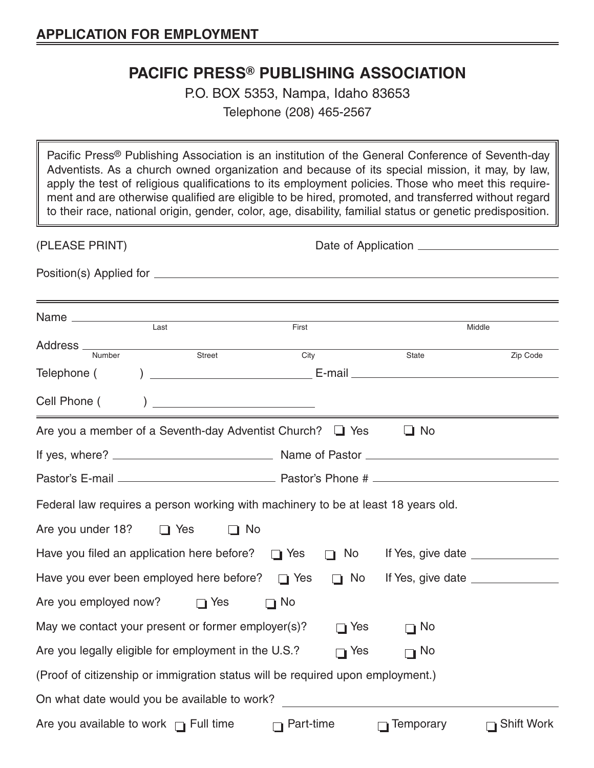## APPLICATION FOR EMPLOYMENT

# PACIFIC PRESS® PUBLISHING ASSOCIATION

P.O. BOX 5353, Nampa, Idaho 83653

Telephone (208) 465-2567

> Pacific Press® Publishing Association is an institution of the General Conference of Seventh-day Adventists. As a church owned organization and because of its special mission, it may, by law, apply the test of religious qualifications to its employment policies. Those who meet this requirement and are otherwise qualified are eligible to be hired, promoted, and transferred without regard to their race, national origin, gender, color, age, disability, familial status or genetic predisposition.

(PLEASE PRINT) Date of Application ______________________

Position(s) Applied for ______________________________________________________________

---

Name ______________________________________________________________
Last First Middle

Address ______________________________________________________________
Number Street City State Zip Code

Telephone ( ) ______________________ E-mail ______________________________

Cell Phone ( ) ______________________

---

Are you a member of a Seventh-day Adventist Church? ☐ Yes ☐ No

If yes, where? ______________________ Name of Pastor ______________________________

Pastor's E-mail ______________________ Pastor's Phone # ______________________________

Federal law requires a person working with machinery to be at least 18 years old.

Are you under 18? ☐ Yes ☐ No

Have you filed an application here before? ☐ Yes ☐ No If Yes, give date ____________

Have you ever been employed here before? ☐ Yes ☐ No If Yes, give date ____________

Are you employed now? ☐ Yes ☐ No

May we contact your present or former employer(s)? ☐ Yes ☐ No

Are you legally eligible for employment in the U.S.? ☐ Yes ☐ No

(Proof of citizenship or immigration status will be required upon employment.)

On what date would you be available to work? ______________________________

Are you available to work ☐ Full time ☐ Part-time ☐ Temporary ☐ Shift Work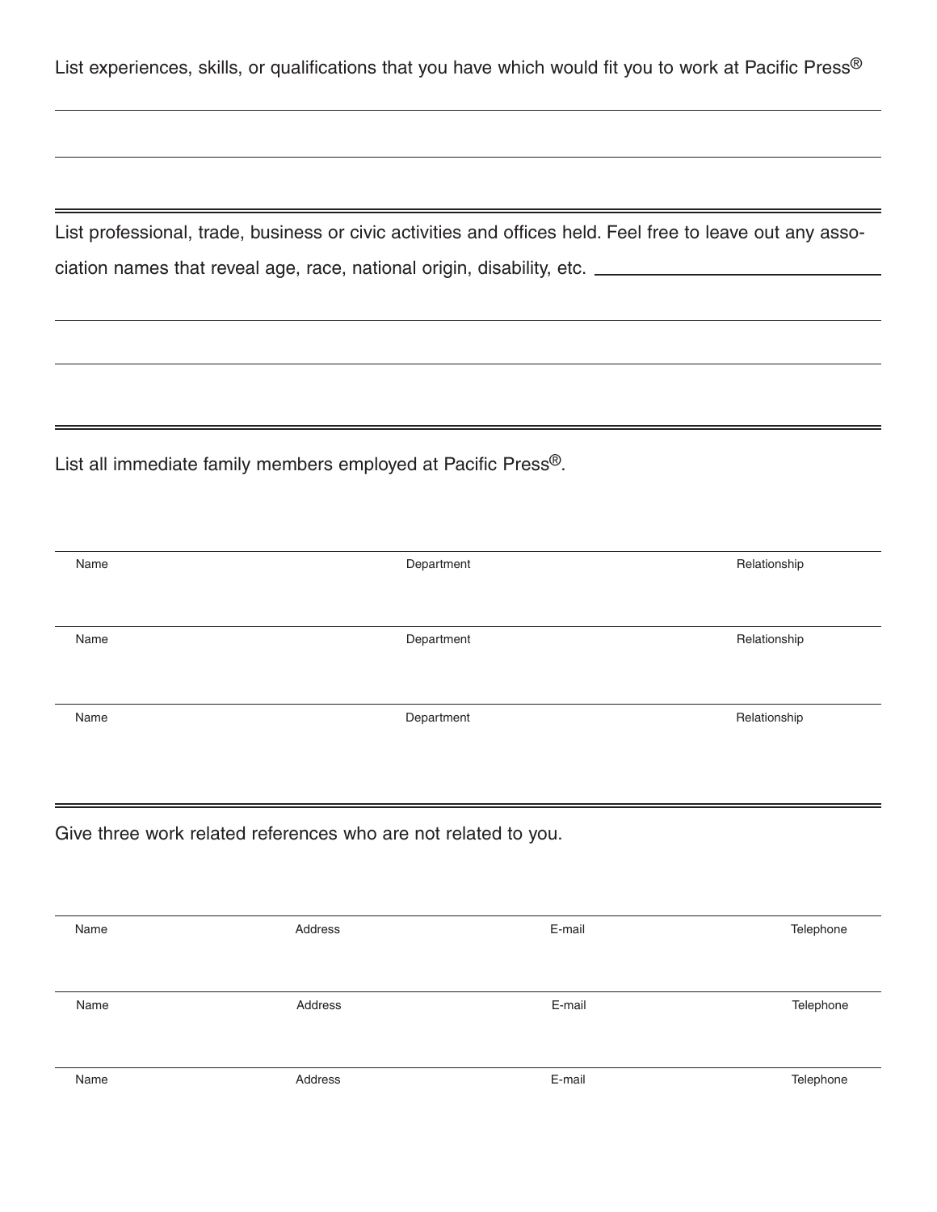List experiences, skills, or qualifications that you have which would fit you to work at Pacific Press®

---

List professional, trade, business or civic activities and offices held. Feel free to leave out any association names that reveal age, race, national origin, disability, etc.

---

List all immediate family members employed at Pacific Press®.

| Name | Department | Relationship |
|---|---|---|
| | | |
| | | |
| | | |

---

Give three work related references who are not related to you.

| Name | Address | E-mail | Telephone |
|---|---|---|---|
| | | | |
| | | | |
| | | | |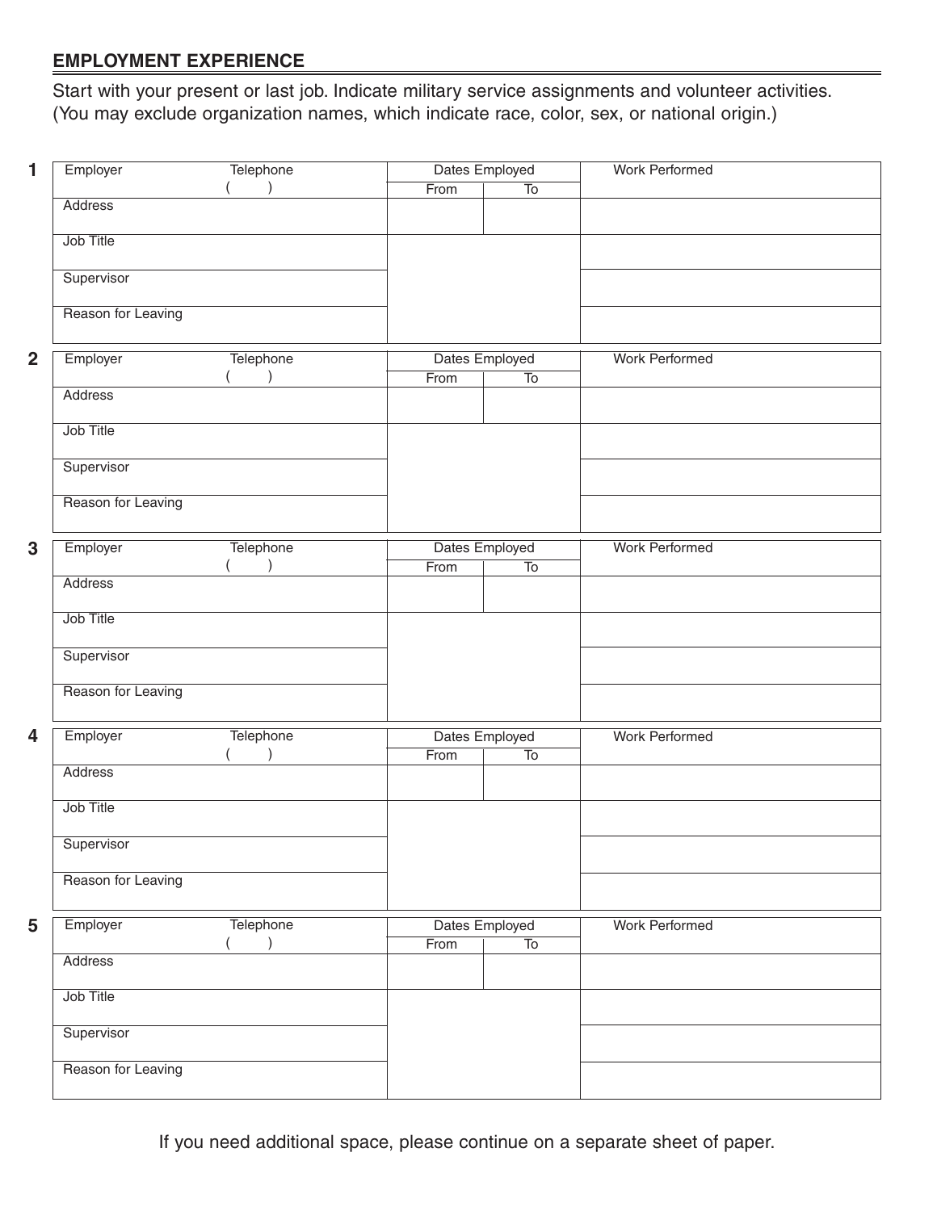## EMPLOYMENT EXPERIENCE

Start with your present or last job. Indicate military service assignments and volunteer activities. (You may exclude organization names, which indicate race, color, sex, or national origin.)

**1**

| Employer | Telephone ( ) | Dates Employed | | Work Performed |
|---|---|---|---|---|
| | | From | To | |
| Address | | | | |
| Job Title | | | | |
| Supervisor | | | | |
| Reason for Leaving | | | | |

**2**

| Employer | Telephone ( ) | Dates Employed | | Work Performed |
|---|---|---|---|---|
| | | From | To | |
| Address | | | | |
| Job Title | | | | |
| Supervisor | | | | |
| Reason for Leaving | | | | |

**3**

| Employer | Telephone ( ) | Dates Employed | | Work Performed |
|---|---|---|---|---|
| | | From | To | |
| Address | | | | |
| Job Title | | | | |
| Supervisor | | | | |
| Reason for Leaving | | | | |

**4**

| Employer | Telephone ( ) | Dates Employed | | Work Performed |
|---|---|---|---|---|
| | | From | To | |
| Address | | | | |
| Job Title | | | | |
| Supervisor | | | | |
| Reason for Leaving | | | | |

**5**

| Employer | Telephone ( ) | Dates Employed | | Work Performed |
|---|---|---|---|---|
| | | From | To | |
| Address | | | | |
| Job Title | | | | |
| Supervisor | | | | |
| Reason for Leaving | | | | |

If you need additional space, please continue on a separate sheet of paper.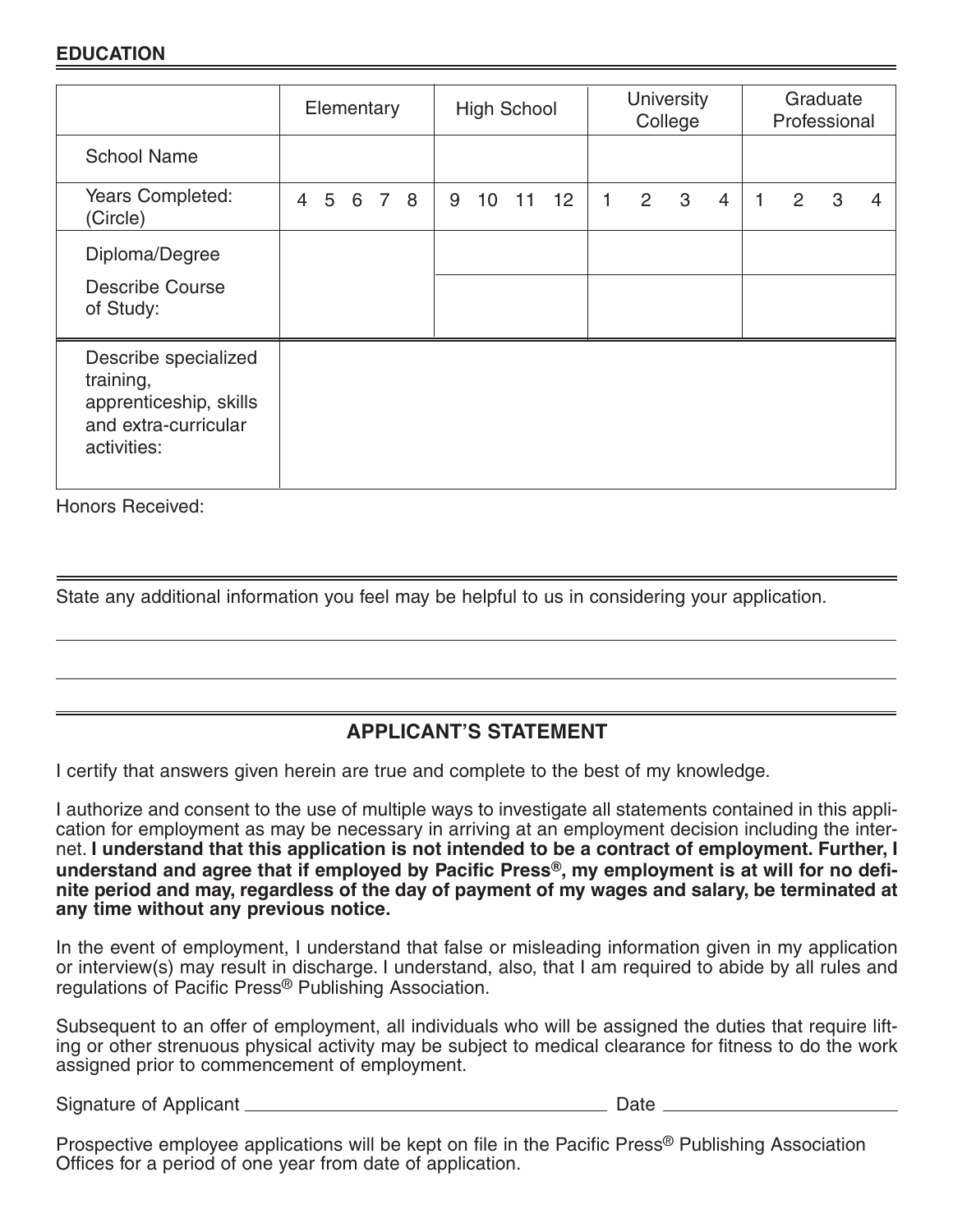## EDUCATION

| | Elementary | High School | University College | Graduate Professional |
|---|---|---|---|---|
| School Name | | | | |
| Years Completed: (Circle) | 4 5 6 7 8 | 9 10 11 12 | 1 2 3 4 | 1 2 3 4 |
| Diploma/Degree | | | | |
| Describe Course of Study: | | | | |
| Describe specialized training, apprenticeship, skills and extra-curricular activities: | | | | |

Honors Received:

State any additional information you feel may be helpful to us in considering your application.

## APPLICANT'S STATEMENT

I certify that answers given herein are true and complete to the best of my knowledge.

I authorize and consent to the use of multiple ways to investigate all statements contained in this application for employment as may be necessary in arriving at an employment decision including the internet. **I understand that this application is not intended to be a contract of employment. Further, I understand and agree that if employed by Pacific Press®, my employment is at will for no definite period and may, regardless of the day of payment of my wages and salary, be terminated at any time without any previous notice.**

In the event of employment, I understand that false or misleading information given in my application or interview(s) may result in discharge. I understand, also, that I am required to abide by all rules and regulations of Pacific Press® Publishing Association.

Subsequent to an offer of employment, all individuals who will be assigned the duties that require lifting or other strenuous physical activity may be subject to medical clearance for fitness to do the work assigned prior to commencement of employment.

Signature of Applicant ______________________ Date ______________

Prospective employee applications will be kept on file in the Pacific Press® Publishing Association Offices for a period of one year from date of application.